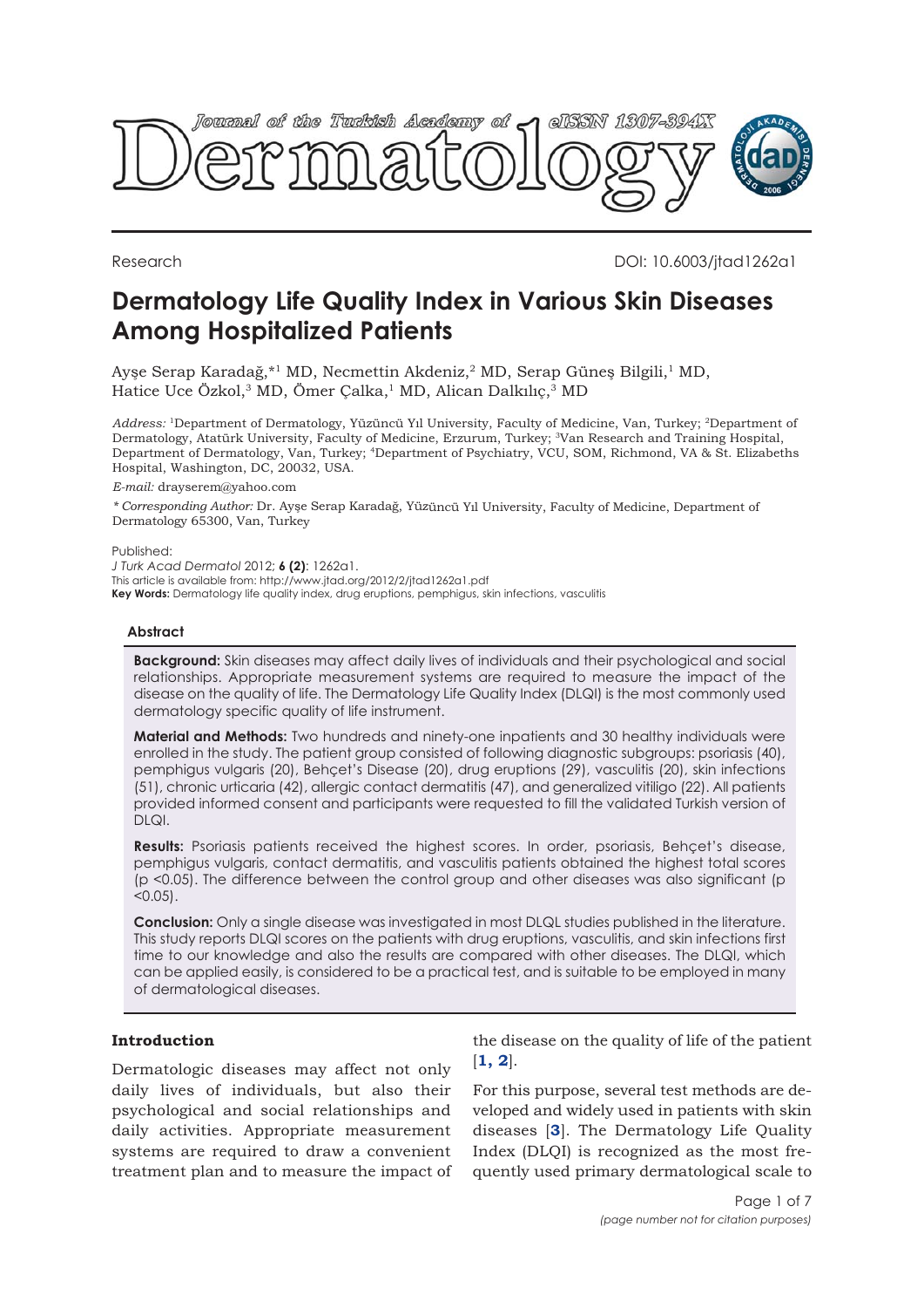Research

DOI: 10.6003/jtad1262a1

# Dermatology Life Quality Index in Various Skin Diseases Among Hospitalized Patients

Ayşe Serap Karadağ,*[1] MD, Necmettin Akdeniz,[2] MD, Serap Güneş Bilgili,[1] MD, Hatice Uce Özkol,[3] MD, Ömer Çalka,[1] MD, Alican Dalkılıç,[3] MD

*Address:* [1]Department of Dermatology, Yüzüncü Yıl University, Faculty of Medicine, Van, Turkey; [2]Department of Dermatology, Atatürk University, Faculty of Medicine, Erzurum, Turkey; [3]Van Research and Training Hospital, Department of Dermatology, Van, Turkey; [4]Department of Psychiatry, VCU, SOM, Richmond, VA & St. Elizabeths Hospital, Washington, DC, 20032, USA.

*E-mail:* drayserem@yahoo.com

*\* Corresponding Author:* Dr. Ayşe Serap Karadağ, Yüzüncü Yıl University, Faculty of Medicine, Department of Dermatology 65300, Van, Turkey

Published:
*J Turk Acad Dermatol* 2012; **6 (2)**: 1262a1.
This article is available from: http://www.jtad.org/2012/2/jtad1262a1.pdf
**Key Words:** Dermatology life quality index, drug eruptions, pemphigus, skin infections, vasculitis

## Abstract

**Background:** Skin diseases may affect daily lives of individuals and their psychological and social relationships. Appropriate measurement systems are required to measure the impact of the disease on the quality of life. The Dermatology Life Quality Index (DLQI) is the most commonly used dermatology specific quality of life instrument.

**Material and Methods:** Two hundreds and ninety-one inpatients and 30 healthy individuals were enrolled in the study. The patient group consisted of following diagnostic subgroups: psoriasis (40), pemphigus vulgaris (20), Behçet's Disease (20), drug eruptions (29), vasculitis (20), skin infections (51), chronic urticaria (42), allergic contact dermatitis (47), and generalized vitiligo (22). All patients provided informed consent and participants were requested to fill the validated Turkish version of DLQI.

**Results:** Psoriasis patients received the highest scores. In order, psoriasis, Behçet's disease, pemphigus vulgaris, contact dermatitis, and vasculitis patients obtained the highest total scores ($p < 0.05$). The difference between the control group and other diseases was also significant ($p < 0.05$).

**Conclusion:** Only a single disease was investigated in most DLQL studies published in the literature. This study reports DLQI scores on the patients with drug eruptions, vasculitis, and skin infections first time to our knowledge and also the results are compared with other diseases. The DLQI, which can be applied easily, is considered to be a practical test, and is suitable to be employed in many of dermatological diseases.

## Introduction

Dermatologic diseases may affect not only daily lives of individuals, but also their psychological and social relationships and daily activities. Appropriate measurement systems are required to draw a convenient treatment plan and to measure the impact of the disease on the quality of life of the patient [1, 2].

For this purpose, several test methods are developed and widely used in patients with skin diseases [3]. The Dermatology Life Quality Index (DLQI) is recognized as the most frequently used primary dermatological scale to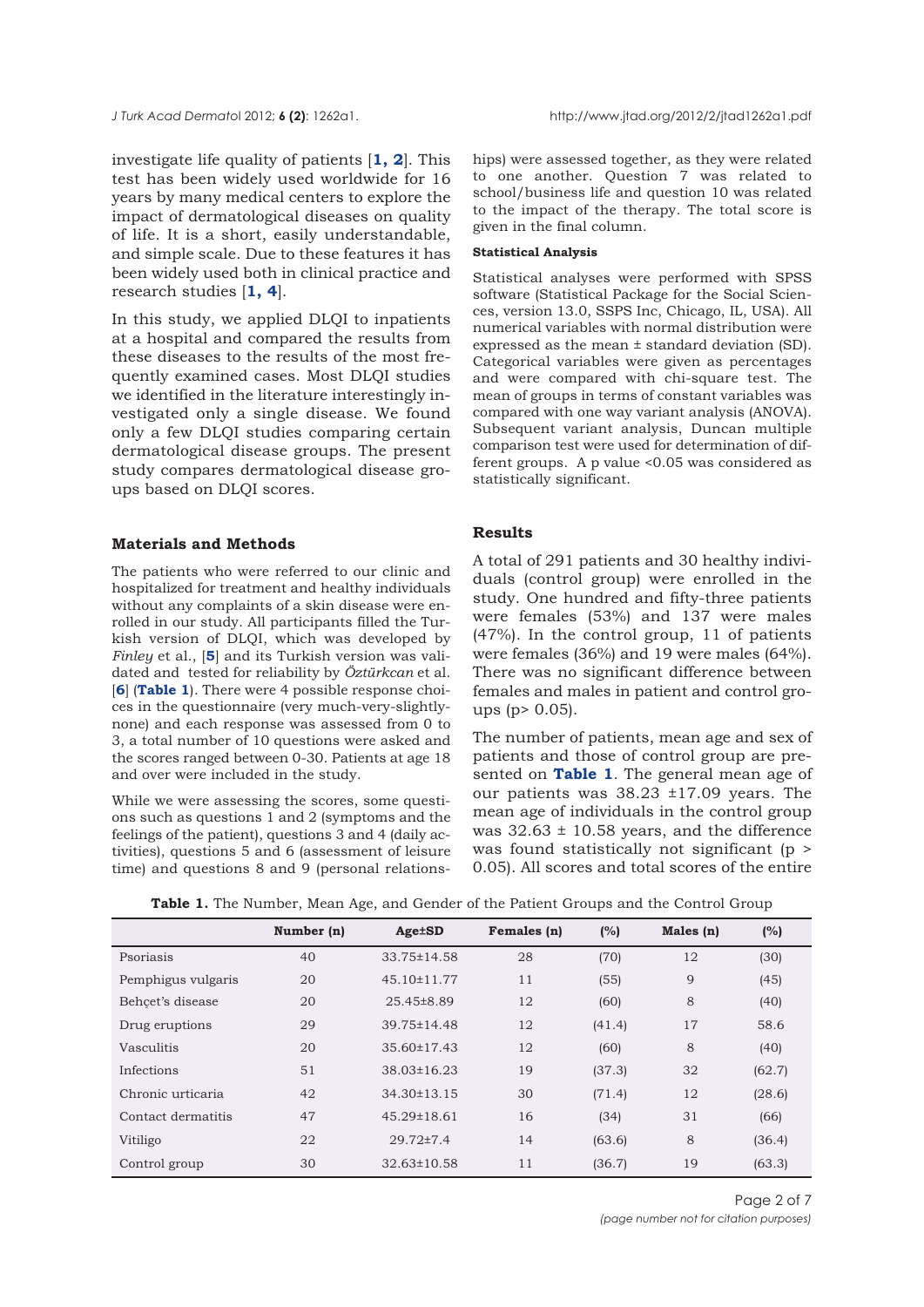investigate life quality of patients [1, 2]. This test has been widely used worldwide for 16 years by many medical centers to explore the impact of dermatological diseases on quality of life. It is a short, easily understandable, and simple scale. Due to these features it has been widely used both in clinical practice and research studies [1, 4].

In this study, we applied DLQI to inpatients at a hospital and compared the results from these diseases to the results of the most frequently examined cases. Most DLQI studies we identified in the literature interestingly investigated only a single disease. We found only a few DLQI studies comparing certain dermatological disease groups. The present study compares dermatological disease groups based on DLQI scores.

## Materials and Methods

The patients who were referred to our clinic and hospitalized for treatment and healthy individuals without any complaints of a skin disease were enrolled in our study. All participants filled the Turkish version of DLQI, which was developed by *Finley* et al., [5] and its Turkish version was validated and tested for reliability by *Öztürkcan* et al. [6] (**Table 1**). There were 4 possible response choices in the questionnaire (very much-very-slightly-none) and each response was assessed from 0 to 3, a total number of 10 questions were asked and the scores ranged between 0-30. Patients at age 18 and over were included in the study.

While we were assessing the scores, some questions such as questions 1 and 2 (symptoms and the feelings of the patient), questions 3 and 4 (daily activities), questions 5 and 6 (assessment of leisure time) and questions 8 and 9 (personal relationships) were assessed together, as they were related to one another. Question 7 was related to school/business life and question 10 was related to the impact of the therapy. The total score is given in the final column.

### Statistical Analysis

Statistical analyses were performed with SPSS software (Statistical Package for the Social Sciences, version 13.0, SSPS Inc, Chicago, IL, USA). All numerical variables with normal distribution were expressed as the mean ± standard deviation (SD). Categorical variables were given as percentages and were compared with chi-square test. The mean of groups in terms of constant variables was compared with one way variant analysis (ANOVA). Subsequent variant analysis, Duncan multiple comparison test were used for determination of different groups. A p value $<0.05$ was considered as statistically significant.

## Results

A total of 291 patients and 30 healthy individuals (control group) were enrolled in the study. One hundred and fifty-three patients were females (53%) and 137 were males (47%). In the control group, 11 of patients were females (36%) and 19 were males (64%). There was no significant difference between females and males in patient and control groups ($p > 0.05$).

The number of patients, mean age and sex of patients and those of control group are presented on **Table 1**. The general mean age of our patients was 38.23 ±17.09 years. The mean age of individuals in the control group was 32.63 ± 10.58 years, and the difference was found statistically not significant ($p > 0.05$). All scores and total scores of the entire

**Table 1.** The Number, Mean Age, and Gender of the Patient Groups and the Control Group

| | Number (n) | Age±SD | Females (n) | (%) | Males (n) | (%) |
|---|---|---|---|---|---|---|
| Psoriasis | 40 | 33.75±14.58 | 28 | (70) | 12 | (30) |
| Pemphigus vulgaris | 20 | 45.10±11.77 | 11 | (55) | 9 | (45) |
| Behçet's disease | 20 | 25.45±8.89 | 12 | (60) | 8 | (40) |
| Drug eruptions | 29 | 39.75±14.48 | 12 | (41.4) | 17 | 58.6 |
| Vasculitis | 20 | 35.60±17.43 | 12 | (60) | 8 | (40) |
| Infections | 51 | 38.03±16.23 | 19 | (37.3) | 32 | (62.7) |
| Chronic urticaria | 42 | 34.30±13.15 | 30 | (71.4) | 12 | (28.6) |
| Contact dermatitis | 47 | 45.29±18.61 | 16 | (34) | 31 | (66) |
| Vitiligo | 22 | 29.72±7.4 | 14 | (63.6) | 8 | (36.4) |
| Control group | 30 | 32.63±10.58 | 11 | (36.7) | 19 | (63.3) |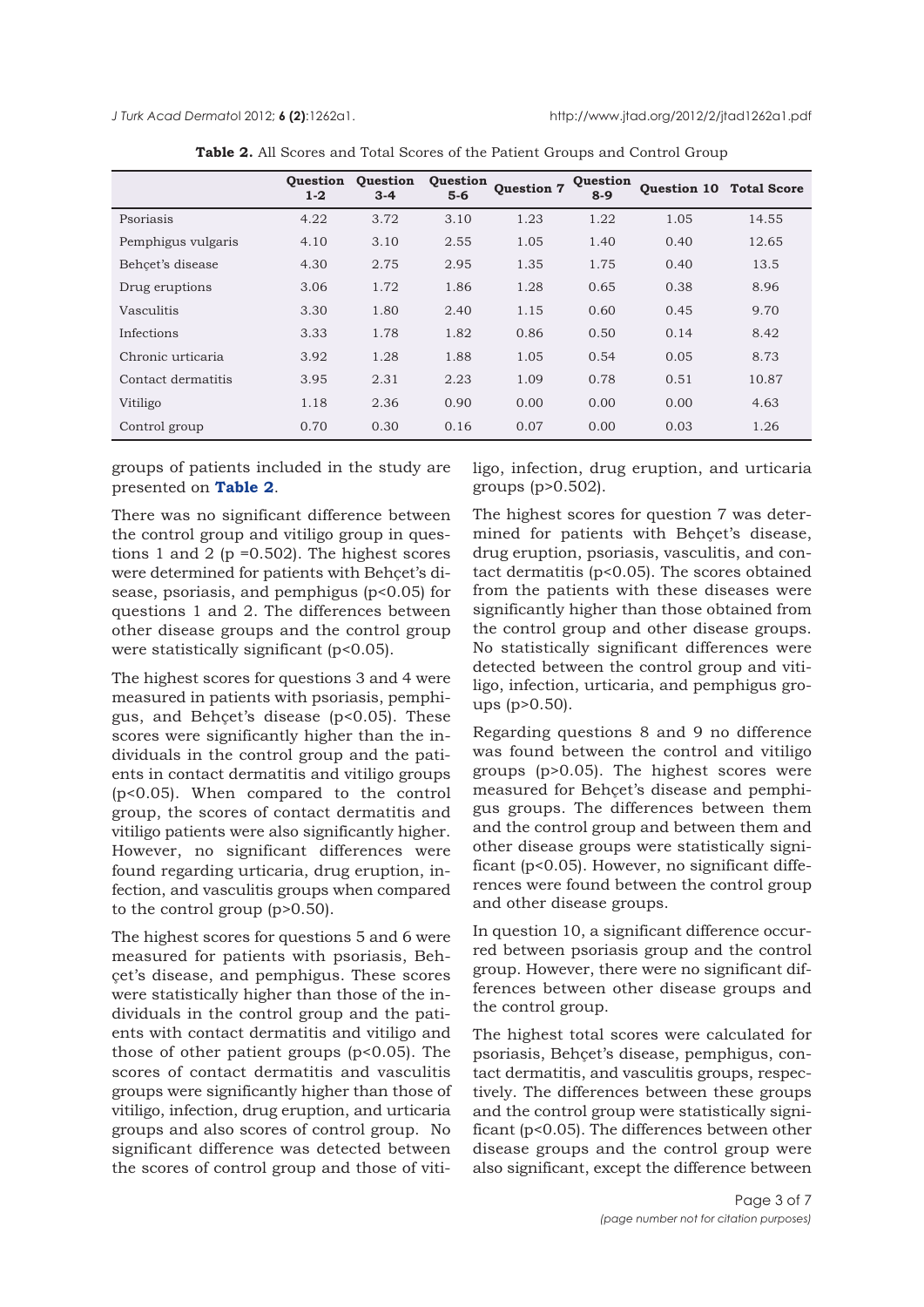**Table 2.** All Scores and Total Scores of the Patient Groups and Control Group

| | Question 1-2 | Question 3-4 | Question 5-6 | Question 7 | Question 8-9 | Question 10 | Total Score |
|---|---|---|---|---|---|---|---|
| Psoriasis | 4.22 | 3.72 | 3.10 | 1.23 | 1.22 | 1.05 | 14.55 |
| Pemphigus vulgaris | 4.10 | 3.10 | 2.55 | 1.05 | 1.40 | 0.40 | 12.65 |
| Behçet's disease | 4.30 | 2.75 | 2.95 | 1.35 | 1.75 | 0.40 | 13.5 |
| Drug eruptions | 3.06 | 1.72 | 1.86 | 1.28 | 0.65 | 0.38 | 8.96 |
| Vasculitis | 3.30 | 1.80 | 2.40 | 1.15 | 0.60 | 0.45 | 9.70 |
| Infections | 3.33 | 1.78 | 1.82 | 0.86 | 0.50 | 0.14 | 8.42 |
| Chronic urticaria | 3.92 | 1.28 | 1.88 | 1.05 | 0.54 | 0.05 | 8.73 |
| Contact dermatitis | 3.95 | 2.31 | 2.23 | 1.09 | 0.78 | 0.51 | 10.87 |
| Vitiligo | 1.18 | 2.36 | 0.90 | 0.00 | 0.00 | 0.00 | 4.63 |
| Control group | 0.70 | 0.30 | 0.16 | 0.07 | 0.00 | 0.03 | 1.26 |

groups of patients included in the study are presented on **Table 2**.

There was no significant difference between the control group and vitiligo group in questions 1 and 2 ($p = 0.502$). The highest scores were determined for patients with Behçet's disease, psoriasis, and pemphigus ($p<0.05$) for questions 1 and 2. The differences between other disease groups and the control group were statistically significant ($p<0.05$).

The highest scores for questions 3 and 4 were measured in patients with psoriasis, pemphigus, and Behçet's disease ($p<0.05$). These scores were significantly higher than the individuals in the control group and the patients in contact dermatitis and vitiligo groups ($p<0.05$). When compared to the control group, the scores of contact dermatitis and vitiligo patients were also significantly higher. However, no significant differences were found regarding urticaria, drug eruption, infection, and vasculitis groups when compared to the control group ($p>0.50$).

The highest scores for questions 5 and 6 were measured for patients with psoriasis, Behçet's disease, and pemphigus. These scores were statistically higher than those of the individuals in the control group and the patients with contact dermatitis and vitiligo and those of other patient groups ($p<0.05$). The scores of contact dermatitis and vasculitis groups were significantly higher than those of vitiligo, infection, drug eruption, and urticaria groups and also scores of control group. No significant difference was detected between the scores of control group and those of vitiligo, infection, drug eruption, and urticaria groups ($p>0.502$).

The highest scores for question 7 was determined for patients with Behçet's disease, drug eruption, psoriasis, vasculitis, and contact dermatitis ($p<0.05$). The scores obtained from the patients with these diseases were significantly higher than those obtained from the control group and other disease groups. No statistically significant differences were detected between the control group and vitiligo, infection, urticaria, and pemphigus groups ($p>0.50$).

Regarding questions 8 and 9 no difference was found between the control and vitiligo groups ($p>0.05$). The highest scores were measured for Behçet's disease and pemphigus groups. The differences between them and the control group and between them and other disease groups were statistically significant ($p<0.05$). However, no significant differences were found between the control group and other disease groups.

In question 10, a significant difference occurred between psoriasis group and the control group. However, there were no significant differences between other disease groups and the control group.

The highest total scores were calculated for psoriasis, Behçet's disease, pemphigus, contact dermatitis, and vasculitis groups, respectively. The differences between these groups and the control group were statistically significant ($p<0.05$). The differences between other disease groups and the control group were also significant, except the difference between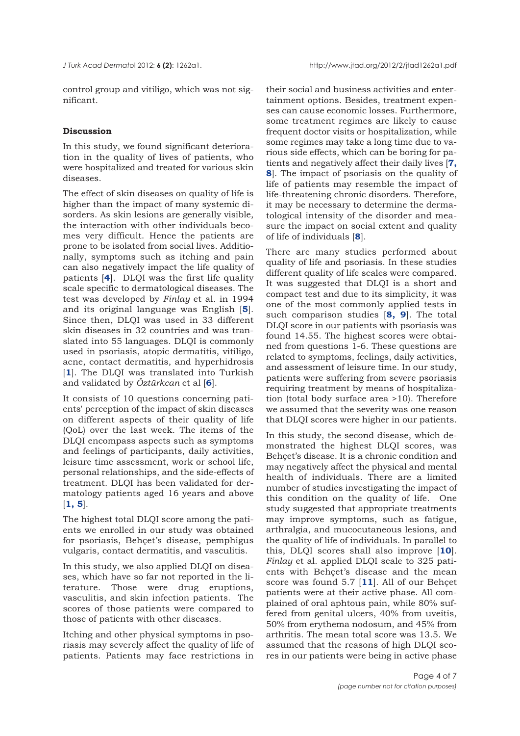control group and vitiligo, which was not significant.

## Discussion

In this study, we found significant deterioration in the quality of lives of patients, who were hospitalized and treated for various skin diseases.

The effect of skin diseases on quality of life is higher than the impact of many systemic disorders. As skin lesions are generally visible, the interaction with other individuals becomes very difficult. Hence the patients are prone to be isolated from social lives. Additionally, symptoms such as itching and pain can also negatively impact the life quality of patients [**4**]. DLQI was the first life quality scale specific to dermatological diseases. The test was developed by *Finlay* et al. in 1994 and its original language was English [**5**]. Since then, DLQI was used in 33 different skin diseases in 32 countries and was translated into 55 languages. DLQI is commonly used in psoriasis, atopic dermatitis, vitiligo, acne, contact dermatitis, and hyperhidrosis [**1**]. The DLQI was translated into Turkish and validated by *Öztürkcan* et al [**6**].

It consists of 10 questions concerning patients' perception of the impact of skin diseases on different aspects of their quality of life (QoL) over the last week. The items of the DLQI encompass aspects such as symptoms and feelings of participants, daily activities, leisure time assessment, work or school life, personal relationships, and the side-effects of treatment. DLQI has been validated for dermatology patients aged 16 years and above [**1, 5**].

The highest total DLQI score among the patients we enrolled in our study was obtained for psoriasis, Behçet's disease, pemphigus vulgaris, contact dermatitis, and vasculitis.

In this study, we also applied DLQI on diseases, which have so far not reported in the literature. Those were drug eruptions, vasculitis, and skin infection patients. The scores of those patients were compared to those of patients with other diseases.

Itching and other physical symptoms in psoriasis may severely affect the quality of life of patients. Patients may face restrictions in their social and business activities and entertainment options. Besides, treatment expenses can cause economic losses. Furthermore, some treatment regimes are likely to cause frequent doctor visits or hospitalization, while some regimes may take a long time due to various side effects, which can be boring for patients and negatively affect their daily lives [**7, 8**]. The impact of psoriasis on the quality of life of patients may resemble the impact of life-threatening chronic disorders. Therefore, it may be necessary to determine the dermatological intensity of the disorder and measure the impact on social extent and quality of life of individuals [**8**].

There are many studies performed about quality of life and psoriasis. In these studies different quality of life scales were compared. It was suggested that DLQI is a short and compact test and due to its simplicity, it was one of the most commonly applied tests in such comparison studies [**8, 9**]. The total DLQI score in our patients with psoriasis was found 14.55. The highest scores were obtained from questions 1-6. These questions are related to symptoms, feelings, daily activities, and assessment of leisure time. In our study, patients were suffering from severe psoriasis requiring treatment by means of hospitalization (total body surface area >10). Therefore we assumed that the severity was one reason that DLQI scores were higher in our patients.

In this study, the second disease, which demonstrated the highest DLQI scores, was Behçet's disease. It is a chronic condition and may negatively affect the physical and mental health of individuals. There are a limited number of studies investigating the impact of this condition on the quality of life. One study suggested that appropriate treatments may improve symptoms, such as fatigue, arthralgia, and mucocutaneous lesions, and the quality of life of individuals. In parallel to this, DLQI scores shall also improve [**10**]. *Finlay* et al. applied DLQI scale to 325 patients with Behçet's disease and the mean score was found 5.7 [**11**]. All of our Behçet patients were at their active phase. All complained of oral aphtous pain, while 80% suffered from genital ulcers, 40% from uveitis, 50% from erythema nodosum, and 45% from arthritis. The mean total score was 13.5. We assumed that the reasons of high DLQI scores in our patients were being in active phase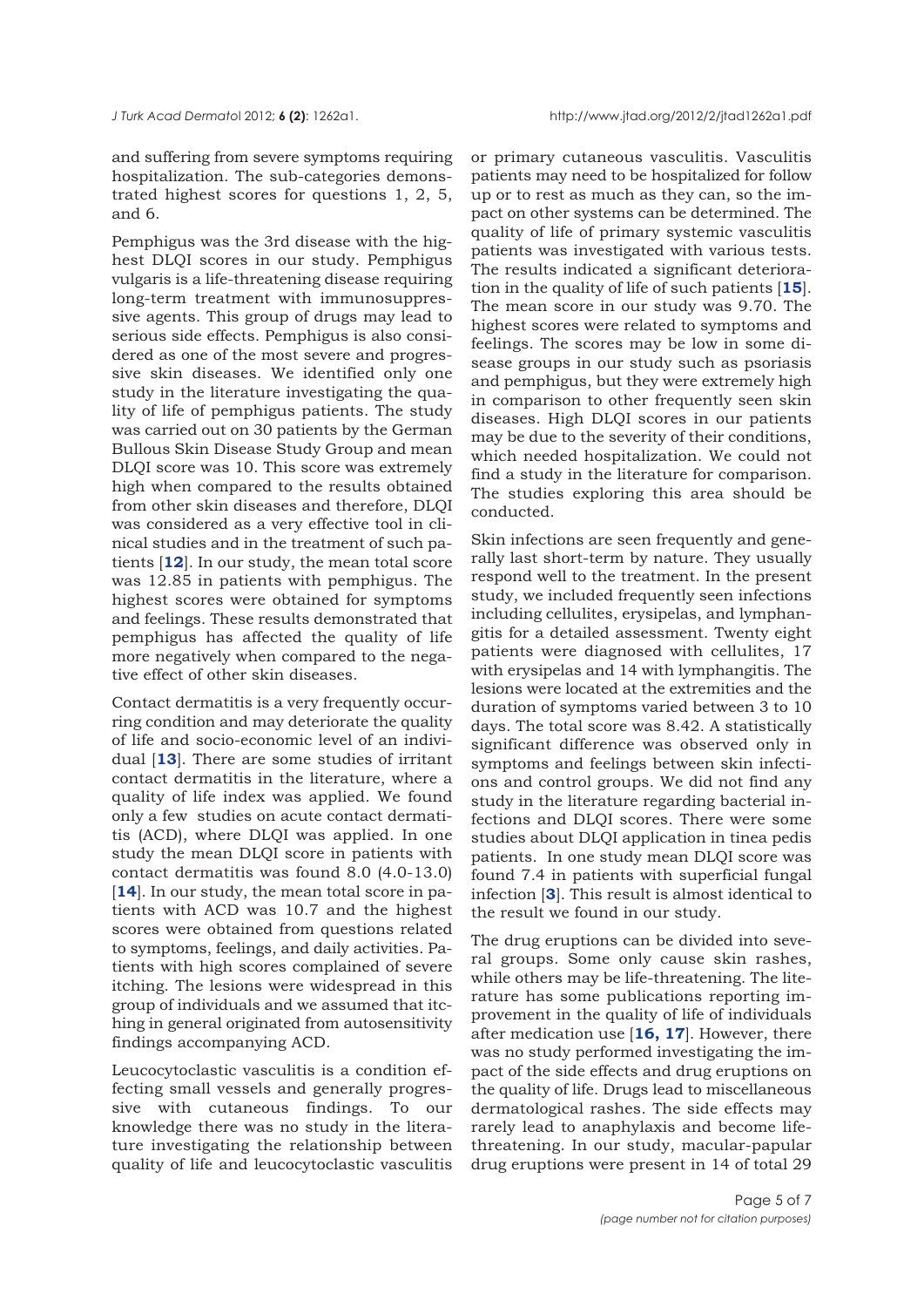and suffering from severe symptoms requiring hospitalization. The sub-categories demonstrated highest scores for questions 1, 2, 5, and 6.

Pemphigus was the 3rd disease with the highest DLQI scores in our study. Pemphigus vulgaris is a life-threatening disease requiring long-term treatment with immunosuppressive agents. This group of drugs may lead to serious side effects. Pemphigus is also considered as one of the most severe and progressive skin diseases. We identified only one study in the literature investigating the quality of life of pemphigus patients. The study was carried out on 30 patients by the German Bullous Skin Disease Study Group and mean DLQI score was 10. This score was extremely high when compared to the results obtained from other skin diseases and therefore, DLQI was considered as a very effective tool in clinical studies and in the treatment of such patients [**12**]. In our study, the mean total score was 12.85 in patients with pemphigus. The highest scores were obtained for symptoms and feelings. These results demonstrated that pemphigus has affected the quality of life more negatively when compared to the negative effect of other skin diseases.

Contact dermatitis is a very frequently occurring condition and may deteriorate the quality of life and socio-economic level of an individual [**13**]. There are some studies of irritant contact dermatitis in the literature, where a quality of life index was applied. We found only a few studies on acute contact dermatitis (ACD), where DLQI was applied. In one study the mean DLQI score in patients with contact dermatitis was found 8.0 (4.0-13.0) [**14**]. In our study, the mean total score in patients with ACD was 10.7 and the highest scores were obtained from questions related to symptoms, feelings, and daily activities. Patients with high scores complained of severe itching. The lesions were widespread in this group of individuals and we assumed that itching in general originated from autosensitivity findings accompanying ACD.

Leucocytoclastic vasculitis is a condition effecting small vessels and generally progressive with cutaneous findings. To our knowledge there was no study in the literature investigating the relationship between quality of life and leucocytoclastic vasculitis or primary cutaneous vasculitis. Vasculitis patients may need to be hospitalized for follow up or to rest as much as they can, so the impact on other systems can be determined. The quality of life of primary systemic vasculitis patients was investigated with various tests. The results indicated a significant deterioration in the quality of life of such patients [**15**]. The mean score in our study was 9.70. The highest scores were related to symptoms and feelings. The scores may be low in some disease groups in our study such as psoriasis and pemphigus, but they were extremely high in comparison to other frequently seen skin diseases. High DLQI scores in our patients may be due to the severity of their conditions, which needed hospitalization. We could not find a study in the literature for comparison. The studies exploring this area should be conducted.

Skin infections are seen frequently and generally last short-term by nature. They usually respond well to the treatment. In the present study, we included frequently seen infections including cellulites, erysipelas, and lymphangitis for a detailed assessment. Twenty eight patients were diagnosed with cellulites, 17 with erysipelas and 14 with lymphangitis. The lesions were located at the extremities and the duration of symptoms varied between 3 to 10 days. The total score was 8.42. A statistically significant difference was observed only in symptoms and feelings between skin infections and control groups. We did not find any study in the literature regarding bacterial infections and DLQI scores. There were some studies about DLQI application in tinea pedis patients. In one study mean DLQI score was found 7.4 in patients with superficial fungal infection [**3**]. This result is almost identical to the result we found in our study.

The drug eruptions can be divided into several groups. Some only cause skin rashes, while others may be life-threatening. The literature has some publications reporting improvement in the quality of life of individuals after medication use [**16, 17**]. However, there was no study performed investigating the impact of the side effects and drug eruptions on the quality of life. Drugs lead to miscellaneous dermatological rashes. The side effects may rarely lead to anaphylaxis and become life-threatening. In our study, macular-papular drug eruptions were present in 14 of total 29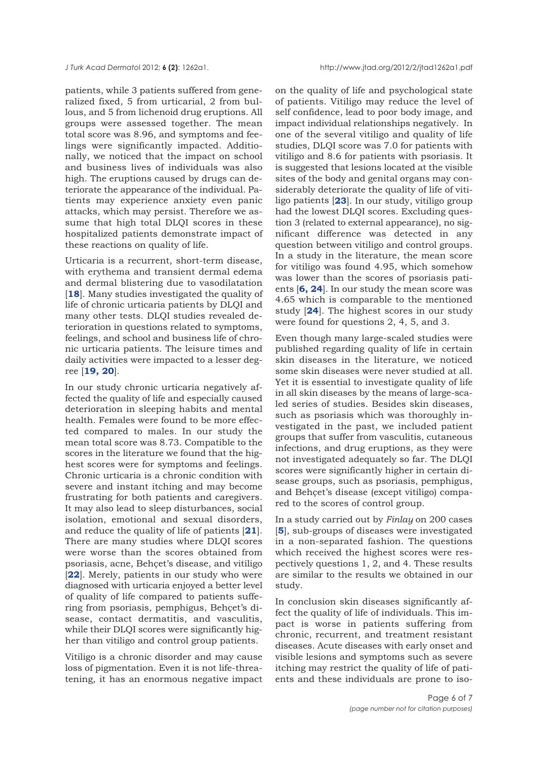patients, while 3 patients suffered from generalized fixed, 5 from urticarial, 2 from bullous, and 5 from lichenoid drug eruptions. All groups were assessed together. The mean total score was 8.96, and symptoms and feelings were significantly impacted. Additionally, we noticed that the impact on school and business lives of individuals was also high. The eruptions caused by drugs can deteriorate the appearance of the individual. Patients may experience anxiety even panic attacks, which may persist. Therefore we assume that high total DLQI scores in these hospitalized patients demonstrate impact of these reactions on quality of life.

Urticaria is a recurrent, short-term disease, with erythema and transient dermal edema and dermal blistering due to vasodilatation [**18**]. Many studies investigated the quality of life of chronic urticaria patients by DLQI and many other tests. DLQI studies revealed deterioration in questions related to symptoms, feelings, and school and business life of chronic urticaria patients. The leisure times and daily activities were impacted to a lesser degree [**19, 20**].

In our study chronic urticaria negatively affected the quality of life and especially caused deterioration in sleeping habits and mental health. Females were found to be more effected compared to males. In our study the mean total score was 8.73. Compatible to the scores in the literature we found that the highest scores were for symptoms and feelings. Chronic urticaria is a chronic condition with severe and instant itching and may become frustrating for both patients and caregivers. It may also lead to sleep disturbances, social isolation, emotional and sexual disorders, and reduce the quality of life of patients [**21**]. There are many studies where DLQI scores were worse than the scores obtained from psoriasis, acne, Behçet's disease, and vitiligo [**22**]. Merely, patients in our study who were diagnosed with urticaria enjoyed a better level of quality of life compared to patients suffering from psoriasis, pemphigus, Behçet's disease, contact dermatitis, and vasculitis, while their DLQI scores were significantly higher than vitiligo and control group patients.

Vitiligo is a chronic disorder and may cause loss of pigmentation. Even it is not life-threatening, it has an enormous negative impact on the quality of life and psychological state of patients. Vitiligo may reduce the level of self confidence, lead to poor body image, and impact individual relationships negatively. In one of the several vitiligo and quality of life studies, DLQI score was 7.0 for patients with vitiligo and 8.6 for patients with psoriasis. It is suggested that lesions located at the visible sites of the body and genital organs may considerably deteriorate the quality of life of vitiligo patients [**23**]. In our study, vitiligo group had the lowest DLQI scores. Excluding question 3 (related to external appearance), no significant difference was detected in any question between vitiligo and control groups. In a study in the literature, the mean score for vitiligo was found 4.95, which somehow was lower than the scores of psoriasis patients [**6, 24**]. In our study the mean score was 4.65 which is comparable to the mentioned study [**24**]. The highest scores in our study were found for questions 2, 4, 5, and 3.

Even though many large-scaled studies were published regarding quality of life in certain skin diseases in the literature, we noticed some skin diseases were never studied at all. Yet it is essential to investigate quality of life in all skin diseases by the means of large-scaled series of studies. Besides skin diseases, such as psoriasis which was thoroughly investigated in the past, we included patient groups that suffer from vasculitis, cutaneous infections, and drug eruptions, as they were not investigated adequately so far. The DLQI scores were significantly higher in certain disease groups, such as psoriasis, pemphigus, and Behçet's disease (except vitiligo) compared to the scores of control group.

In a study carried out by *Finlay* on 200 cases [**5**], sub-groups of diseases were investigated in a non-separated fashion. The questions which received the highest scores were respectively questions 1, 2, and 4. These results are similar to the results we obtained in our study.

In conclusion skin diseases significantly affect the quality of life of individuals. This impact is worse in patients suffering from chronic, recurrent, and treatment resistant diseases. Acute diseases with early onset and visible lesions and symptoms such as severe itching may restrict the quality of life of patients and these individuals are prone to iso-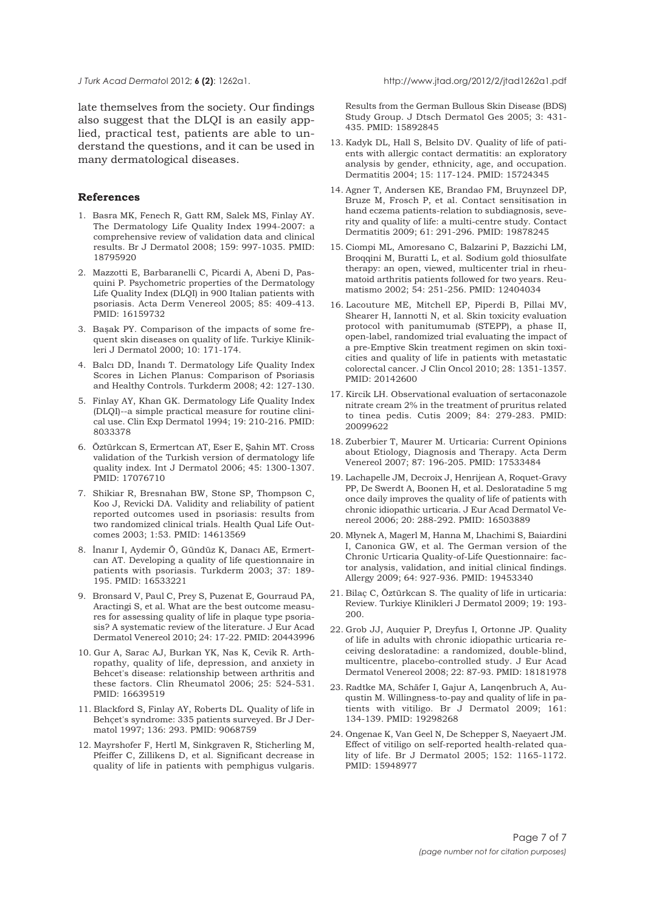late themselves from the society. Our findings also suggest that the DLQI is an easily applied, practical test, patients are able to understand the questions, and it can be used in many dermatological diseases.

### References

1. Basra MK, Fenech R, Gatt RM, Salek MS, Finlay AY. The Dermatology Life Quality Index 1994-2007: a comprehensive review of validation data and clinical results. Br J Dermatol 2008; 159: 997-1035. PMID: 18795920
2. Mazzotti E, Barbaranelli C, Picardi A, Abeni D, Pasquini P. Psychometric properties of the Dermatology Life Quality Index (DLQI) in 900 Italian patients with psoriasis. Acta Derm Venereol 2005; 85: 409-413. PMID: 16159732
3. Başak PY. Comparison of the impacts of some frequent skin diseases on quality of life. Turkiye Klinikleri J Dermatol 2000; 10: 171-174.
4. Balcı DD, İnandı T. Dermatology Life Quality Index Scores in Lichen Planus: Comparison of Psoriasis and Healthy Controls. Turkderm 2008; 42: 127-130.
5. Finlay AY, Khan GK. Dermatology Life Quality Index (DLQI)--a simple practical measure for routine clinical use. Clin Exp Dermatol 1994; 19: 210-216. PMID: 8033378
6. Öztürkcan S, Ermertcan AT, Eser E, Şahin MT. Cross validation of the Turkish version of dermatology life quality index. Int J Dermatol 2006; 45: 1300-1307. PMID: 17076710
7. Shikiar R, Bresnahan BW, Stone SP, Thompson C, Koo J, Revicki DA. Validity and reliability of patient reported outcomes used in psoriasis: results from two randomized clinical trials. Health Qual Life Outcomes 2003; 1:53. PMID: 14613569
8. İnanır I, Aydemir Ö, Gündüz K, Danacı AE, Ermertcan AT. Developing a quality of life questionnaire in patients with psoriasis. Turkderm 2003; 37: 189-195. PMID: 16533221
9. Bronsard V, Paul C, Prey S, Puzenat E, Gourraud PA, Aractingi S, et al. What are the best outcome measures for assessing quality of life in plaque type psoriasis? A systematic review of the literature. J Eur Acad Dermatol Venereol 2010; 24: 17-22. PMID: 20443996
10. Gur A, Sarac AJ, Burkan YK, Nas K, Cevik R. Arthropathy, quality of life, depression, and anxiety in Behcet's disease: relationship between arthritis and these factors. Clin Rheumatol 2006; 25: 524-531. PMID: 16639519
11. Blackford S, Finlay AY, Roberts DL. Quality of life in Behçet's syndrome: 335 patients surveyed. Br J Dermatol 1997; 136: 293. PMID: 9068759
12. Mayrshofer F, Hertl M, Sinkgraven R, Sticherling M, Pfeiffer C, Zillikens D, et al. Significant decrease in quality of life in patients with pemphigus vulgaris. Results from the German Bullous Skin Disease (BDS) Study Group. J Dtsch Dermatol Ges 2005; 3: 431-435. PMID: 15892845
13. Kadyk DL, Hall S, Belsito DV. Quality of life of patients with allergic contact dermatitis: an exploratory analysis by gender, ethnicity, age, and occupation. Dermatitis 2004; 15: 117-124. PMID: 15724345
14. Agner T, Andersen KE, Brandao FM, Bruynzeel DP, Bruze M, Frosch P, et al. Contact sensitisation in hand eczema patients-relation to subdiagnosis, severity and quality of life: a multi-centre study. Contact Dermatitis 2009; 61: 291-296. PMID: 19878245
15. Ciompi ML, Amoresano C, Balzarini P, Bazzichi LM, Broqqini M, Buratti L, et al. Sodium gold thiosulfate therapy: an open, viewed, multicenter trial in rheumatoid arthritis patients followed for two years. Reumatismo 2002; 54: 251-256. PMID: 12404034
16. Lacouture ME, Mitchell EP, Piperdi B, Pillai MV, Shearer H, Iannotti N, et al. Skin toxicity evaluation protocol with panitumumab (STEPP), a phase II, open-label, randomized trial evaluating the impact of a pre-Emptive Skin treatment regimen on skin toxicities and quality of life in patients with metastatic colorectal cancer. J Clin Oncol 2010; 28: 1351-1357. PMID: 20142600
17. Kircik LH. Observational evaluation of sertaconazole nitrate cream 2% in the treatment of pruritus related to tinea pedis. Cutis 2009; 84: 279-283. PMID: 20099622
18. Zuberbier T, Maurer M. Urticaria: Current Opinions about Etiology, Diagnosis and Therapy. Acta Derm Venereol 2007; 87: 196-205. PMID: 17533484
19. Lachapelle JM, Decroix J, Henrijean A, Roquet-Gravy PP, De Swerdt A, Boonen H, et al. Desloratadine 5 mg once daily improves the quality of life of patients with chronic idiopathic urticaria. J Eur Acad Dermatol Venereol 2006; 20: 288-292. PMID: 16503889
20. Młynek A, Magerl M, Hanna M, Lhachimi S, Baiardini I, Canonica GW, et al. The German version of the Chronic Urticaria Quality-of-Life Questionnaire: factor analysis, validation, and initial clinical findings. Allergy 2009; 64: 927-936. PMID: 19453340
21. Bilaç C, Öztürkcan S. The quality of life in urticaria: Review. Turkiye Klinikleri J Dermatol 2009; 19: 193-200.
22. Grob JJ, Auquier P, Dreyfus I, Ortonne JP. Quality of life in adults with chronic idiopathic urticaria receiving desloratadine: a randomized, double-blind, multicentre, placebo-controlled study. J Eur Acad Dermatol Venereol 2008; 22: 87-93. PMID: 18181978
23. Radtke MA, Schäfer I, Gajur A, Lanqenbruch A, Auqustin M. Willingness-to-pay and quality of life in patients with vitiligo. Br J Dermatol 2009; 161: 134-139. PMID: 19298268
24. Ongenae K, Van Geel N, De Schepper S, Naeyaert JM. Effect of vitiligo on self-reported health-related quality of life. Br J Dermatol 2005; 152: 1165-1172. PMID: 15948977